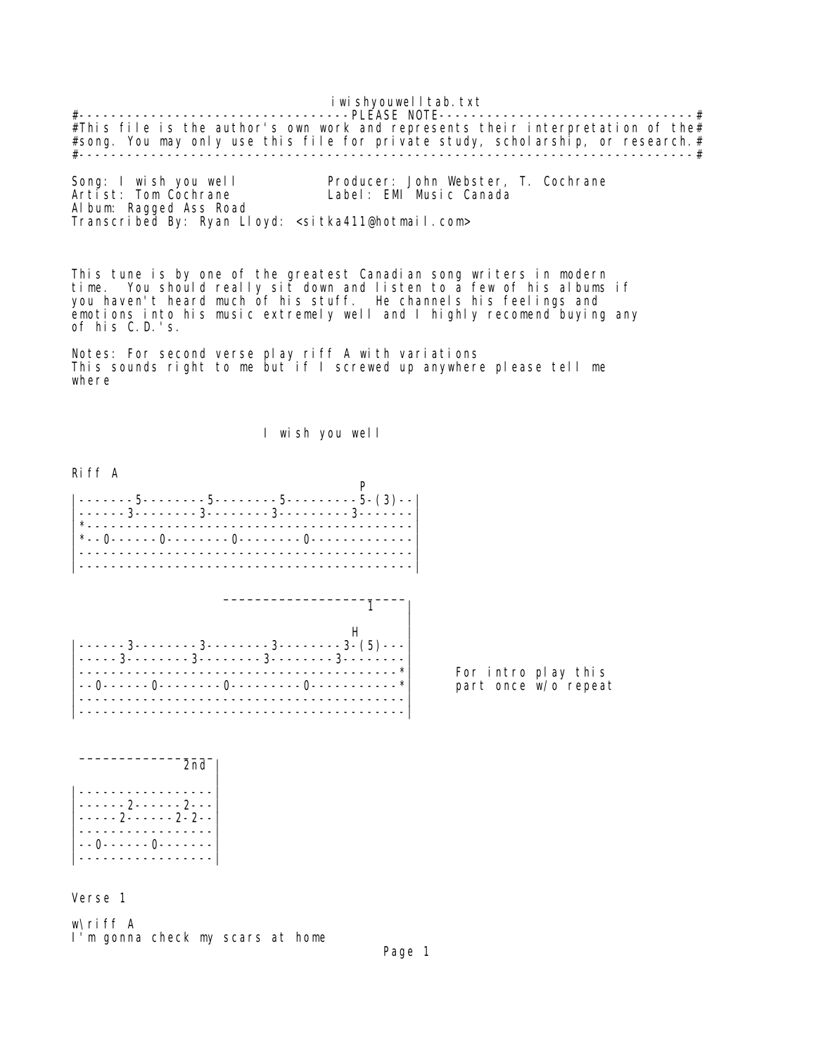iwishyouwelltab.txt

```
#----------------------------------PLEASE NOTE---------------------------------#
#This file is the author's own work and represents their interpretation of the#
#song. You may only use this file for private study, scholarship, or research.#
#------------------------------------------------------------------------------#
```

Song: I wish you well            Producer: John Webster, T. Cochrane
Artist: Tom Cochrane             Label: EMI Music Canada
Album: Ragged Ass Road
Transcribed By: Ryan Lloyd: <sitka411@hotmail.com>

This tune is by one of the greatest Canadian song writers in modern time. You should really sit down and listen to a few of his albums if you haven't heard much of his stuff. He channels his feelings and emotions into his music extremely well and I highly recomend buying any of his C.D.'s.

Notes: For second verse play riff A with variations
This sounds right to me but if I screwed up anywhere please tell me where

I wish you well

Riff A

```
                                         P
|-------5--------5--------5---------5-(3)--|
|------3--------3--------3---------3-------|
|*-----------------------------------------|
|*--0------0--------0--------0-------------|
|------------------------------------------|
|------------------------------------------|


                    ---------------------
                                        1 |
                                          |
                                       H  |
|------3--------3--------3--------3-(5)---|
|-----3--------3--------3--------3--------|
|----------------------------------------*|     For intro play this
|--0------0--------0---------0-----------*|     part once w/o repeat
|-----------------------------------------|
|-----------------------------------------|


 -------------2nd-|
                  |
|-----------------|
|------2------2---|
|-----2------2-2--|
|-----------------|
|--0------0-------|
|-----------------|
```

Verse 1

w\riff A
I'm gonna check my scars at home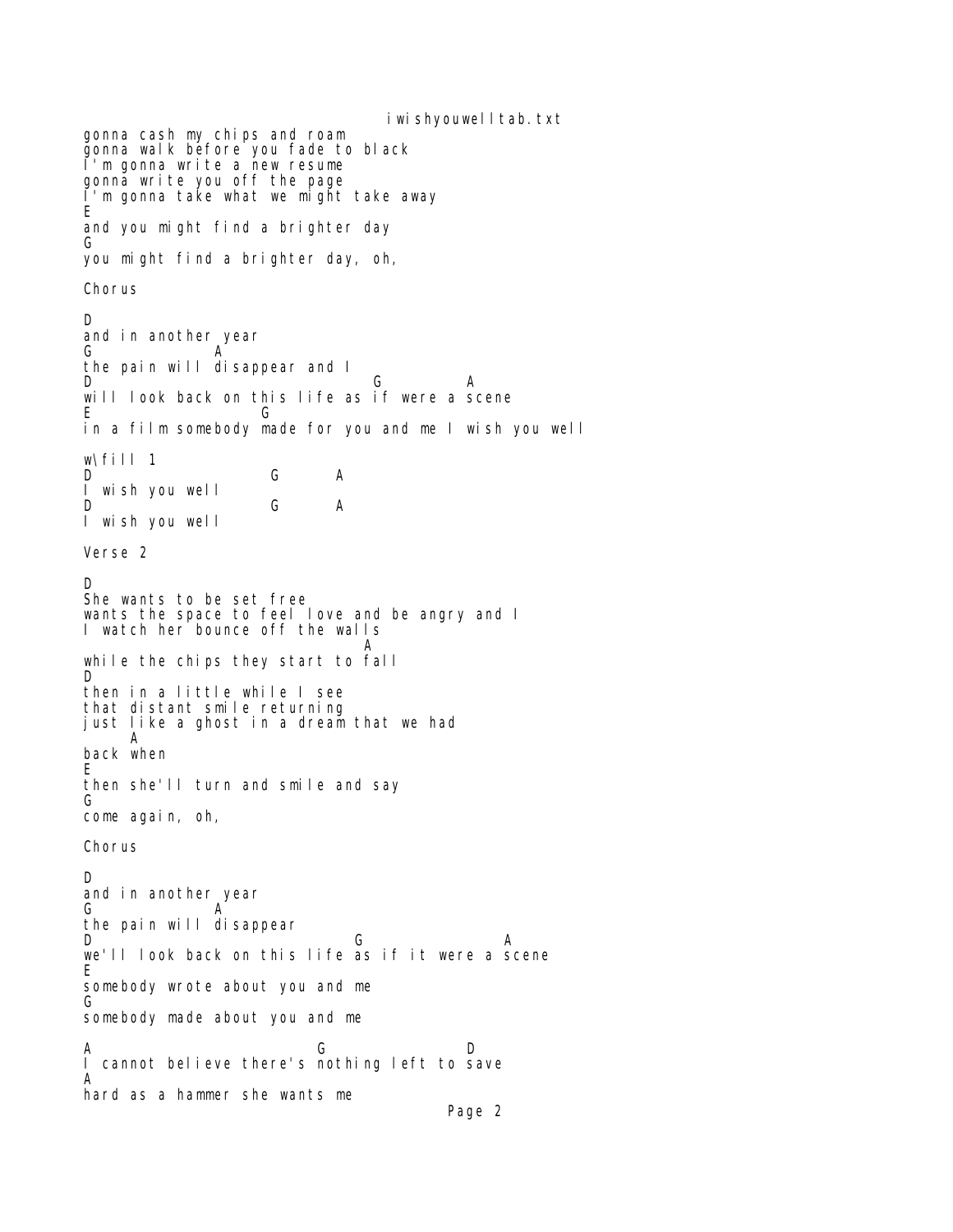```
gonna cash my chips and roam
gonna walk before you fade to black
I'm gonna write a new resume
gonna write you off the page
I'm gonna take what we might take away
E
and you might find a brighter day
G
you might find a brighter day, oh,

Chorus

D
and in another year
G             A
the pain will disappear and I
D                                G         A
will look back on this life as if were a scene
E                 G
in a film somebody made for you and me I wish you well

w\fill 1
D                    G       A
I wish you well
D                    G       A
I wish you well

Verse 2

D
She wants to be set free
wants the space to feel love and be angry and I
I watch her bounce off the walls
                               A
while the chips they start to fall
D
then in a little while I see
that distant smile returning
just like a ghost in a dream that we had
      A
back when
E
then she'll turn and smile and say
G
come again, oh,

Chorus

D
and in another year
G            A
the pain will disappear
D                             G              A
we'll look back on this life as if it were a scene
E
somebody wrote about you and me
G
somebody made about you and me

A                         G              D
I cannot believe there's nothing left to save
A
hard as a hammer she wants me
```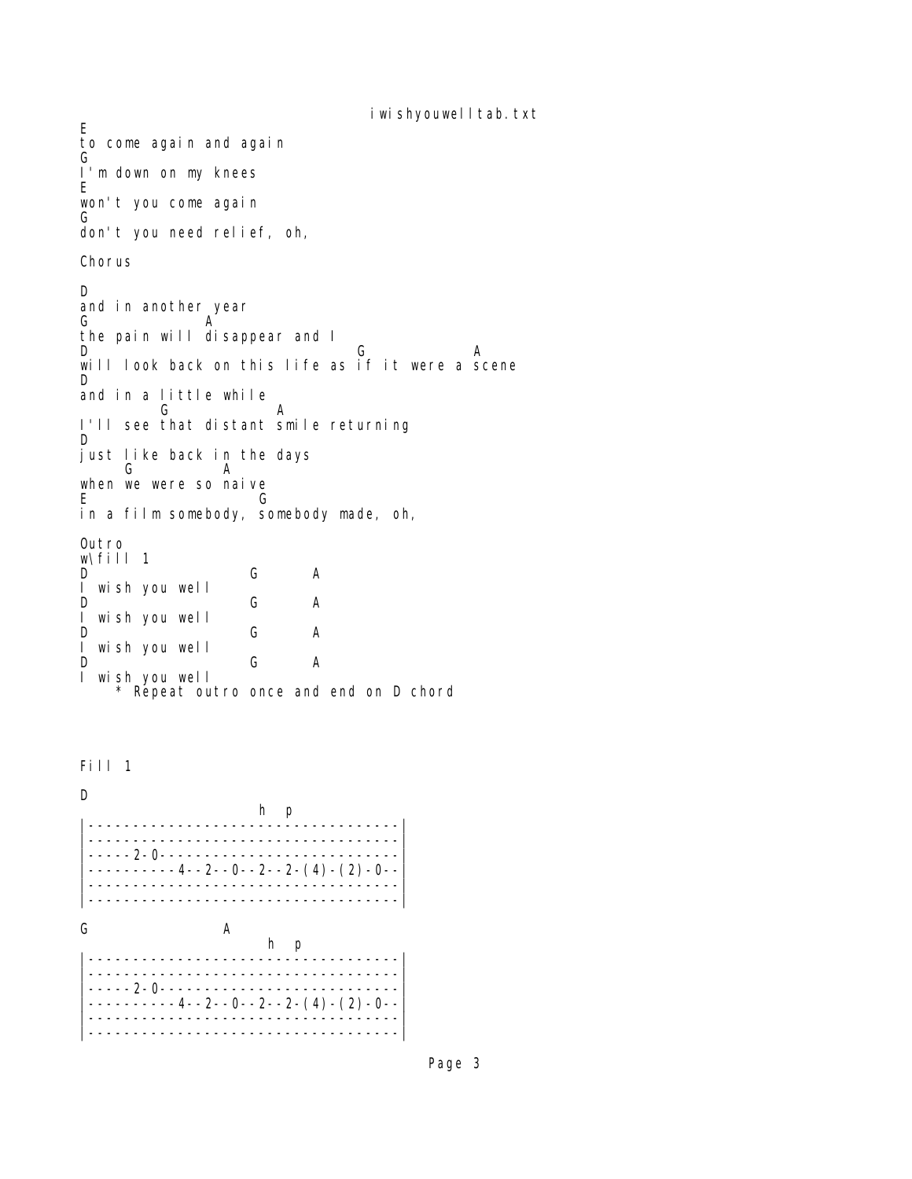```
E
to come again and again
G
I'm down on my knees
E
won't you come again
G
don't you need relief, oh,

Chorus

D
and in another year
G              A
the pain will disappear and I
D                                    G            A
will look back on this life as if it were a scene
D
and in a little while
          G              A
I'll see that distant smile returning
D
just like back in the days
      G         A
when we were so naive
E                       G
in a film somebody, somebody made, oh,

Outro
w\fill 1
D                      G       A
I wish you well
D                      G       A
I wish you well
D                      G       A
I wish you well
D                      G       A
I wish you well
     * Repeat outro once and end on D chord



Fill 1

D
                         h  p
|-----------------------------------|
|-----------------------------------|
|-----2-0---------------------------|
|----------4--2--0--2--2-(4)-(2)-0--|
|-----------------------------------|
|-----------------------------------|

G                A
                          h  p
|-----------------------------------|
|-----------------------------------|
|-----2-0---------------------------|
|----------4--2--0--2--2-(4)-(2)-0--|
|-----------------------------------|
|-----------------------------------|
```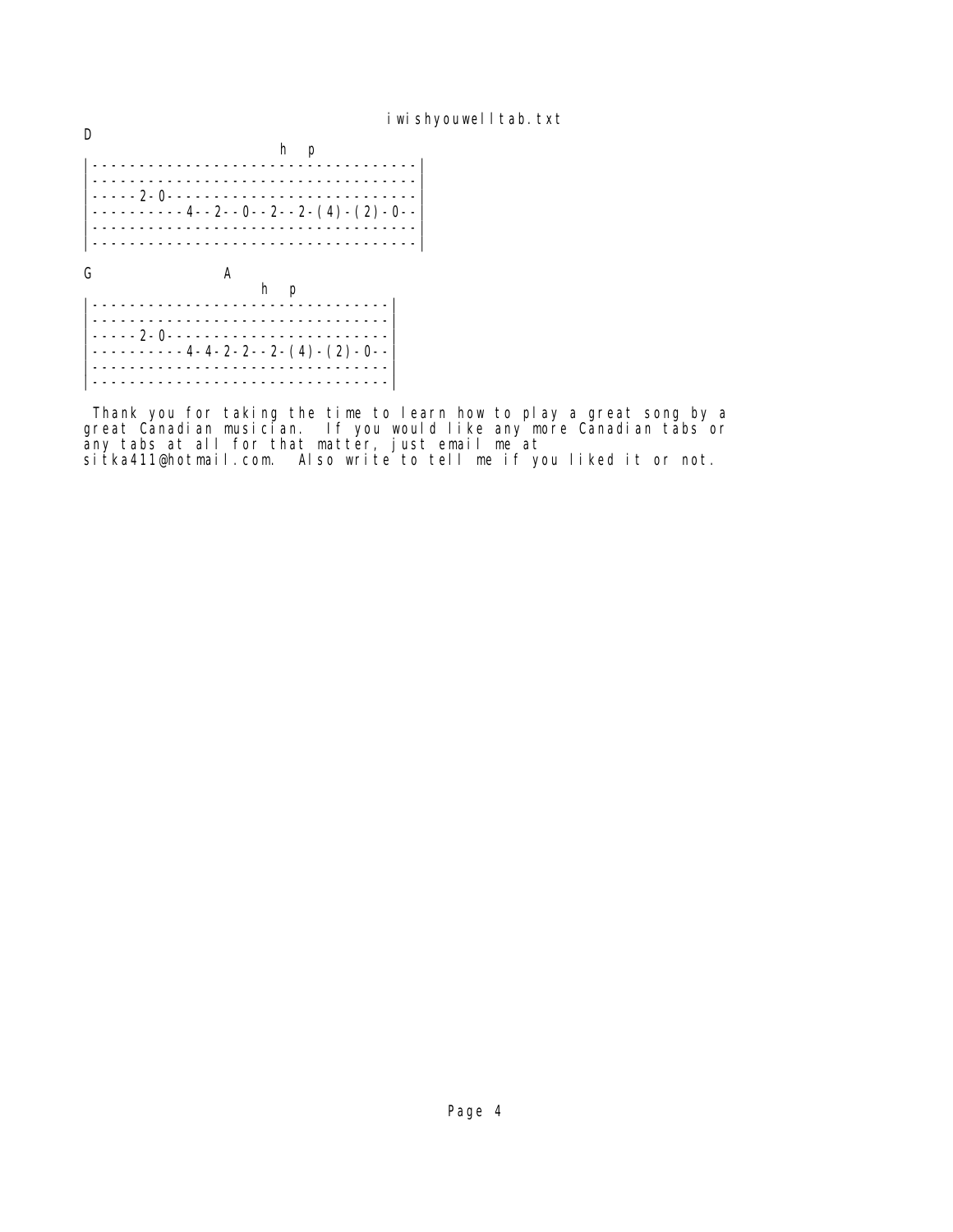```
D
                         h  p
|-----------------------------------|
|-----------------------------------|
|-----2-0---------------------------|
|----------4--2--0--2--2-(4)-(2)-0--|
|-----------------------------------|
|-----------------------------------|

G               A
                       h  p
|--------------------------------|
|--------------------------------|
|-----2-0------------------------|
|----------4-4-2-2--2-(4)-(2)-0--|
|--------------------------------|
|--------------------------------|
```

Thank you for taking the time to learn how to play a great song by a great Canadian musician. If you would like any more Canadian tabs or any tabs at all for that matter, just email me at sitka411@hotmail.com. Also write to tell me if you liked it or not.